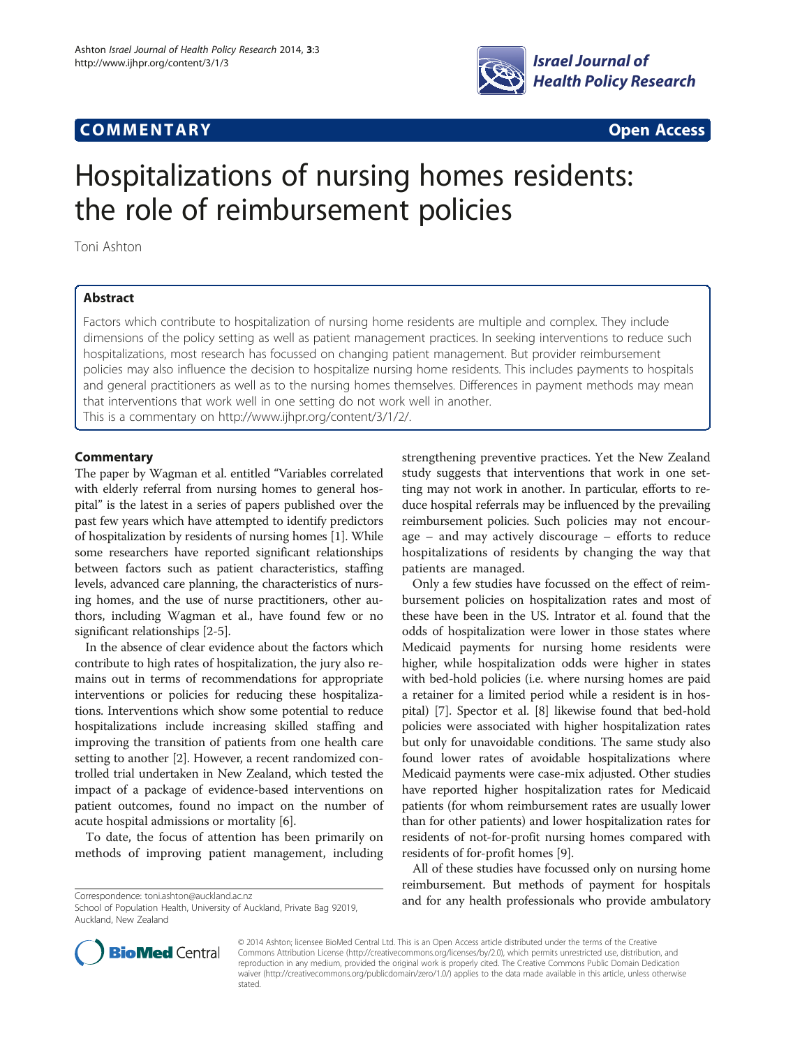COMMENTARY Open Access

# Hospitalizations of nursing homes residents: the role of reimbursement policies

Toni Ashton

## Abstract

Factors which contribute to hospitalization of nursing home residents are multiple and complex. They include dimensions of the policy setting as well as patient management practices. In seeking interventions to reduce such hospitalizations, most research has focussed on changing patient management. But provider reimbursement policies may also influence the decision to hospitalize nursing home residents. This includes payments to hospitals and general practitioners as well as to the nursing homes themselves. Differences in payment methods may mean that interventions that work well in one setting do not work well in another.

This is a commentary on http://www.ijhpr.org/content/3/1/2/.

## Commentary

The paper by Wagman et al. entitled "Variables correlated with elderly referral from nursing homes to general hospital" is the latest in a series of papers published over the past few years which have attempted to identify predictors of hospitalization by residents of nursing homes [1]. While some researchers have reported significant relationships between factors such as patient characteristics, staffing levels, advanced care planning, the characteristics of nursing homes, and the use of nurse practitioners, other authors, including Wagman et al., have found few or no significant relationships [2-5].

In the absence of clear evidence about the factors which contribute to high rates of hospitalization, the jury also remains out in terms of recommendations for appropriate interventions or policies for reducing these hospitalizations. Interventions which show some potential to reduce hospitalizations include increasing skilled staffing and improving the transition of patients from one health care setting to another [2]. However, a recent randomized controlled trial undertaken in New Zealand, which tested the impact of a package of evidence-based interventions on patient outcomes, found no impact on the number of acute hospital admissions or mortality [6].

To date, the focus of attention has been primarily on methods of improving patient management, including strengthening preventive practices. Yet the New Zealand study suggests that interventions that work in one setting may not work in another. In particular, efforts to reduce hospital referrals may be influenced by the prevailing reimbursement policies. Such policies may not encourage – and may actively discourage – efforts to reduce hospitalizations of residents by changing the way that patients are managed.

Only a few studies have focussed on the effect of reimbursement policies on hospitalization rates and most of these have been in the US. Intrator et al. found that the odds of hospitalization were lower in those states where Medicaid payments for nursing home residents were higher, while hospitalization odds were higher in states with bed-hold policies (i.e. where nursing homes are paid a retainer for a limited period while a resident is in hospital) [7]. Spector et al. [8] likewise found that bed-hold policies were associated with higher hospitalization rates but only for unavoidable conditions. The same study also found lower rates of avoidable hospitalizations where Medicaid payments were case-mix adjusted. Other studies have reported higher hospitalization rates for Medicaid patients (for whom reimbursement rates are usually lower than for other patients) and lower hospitalization rates for residents of not-for-profit nursing homes compared with residents of for-profit homes [9].

All of these studies have focussed only on nursing home reimbursement. But methods of payment for hospitals and for any health professionals who provide ambulatory

Correspondence: toni.ashton@auckland.ac.nz
School of Population Health, University of Auckland, Private Bag 92019, Auckland, New Zealand

© 2014 Ashton; licensee BioMed Central Ltd. This is an Open Access article distributed under the terms of the Creative Commons Attribution License (http://creativecommons.org/licenses/by/2.0), which permits unrestricted use, distribution, and reproduction in any medium, provided the original work is properly cited. The Creative Commons Public Domain Dedication waiver (http://creativecommons.org/publicdomain/zero/1.0/) applies to the data made available in this article, unless otherwise stated.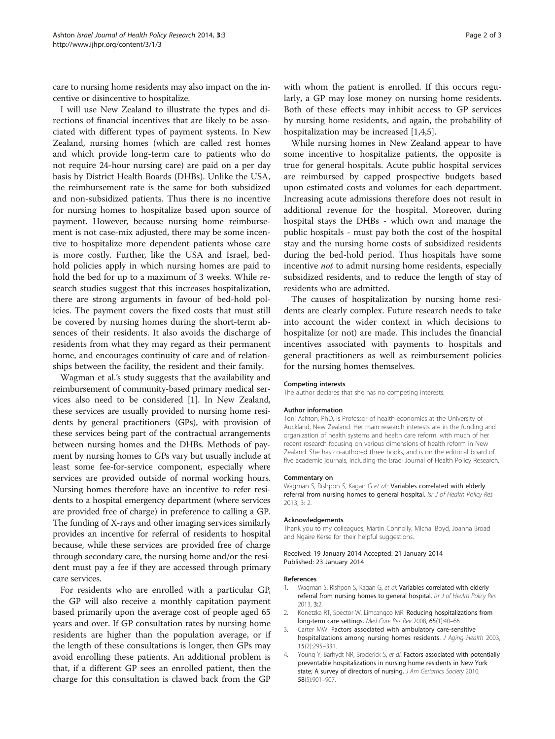care to nursing home residents may also impact on the incentive or disincentive to hospitalize.

I will use New Zealand to illustrate the types and directions of financial incentives that are likely to be associated with different types of payment systems. In New Zealand, nursing homes (which are called rest homes and which provide long-term care to patients who do not require 24-hour nursing care) are paid on a per day basis by District Health Boards (DHBs). Unlike the USA, the reimbursement rate is the same for both subsidized and non-subsidized patients. Thus there is no incentive for nursing homes to hospitalize based upon source of payment. However, because nursing home reimbursement is not case-mix adjusted, there may be some incentive to hospitalize more dependent patients whose care is more costly. Further, like the USA and Israel, bed-hold policies apply in which nursing homes are paid to hold the bed for up to a maximum of 3 weeks. While research studies suggest that this increases hospitalization, there are strong arguments in favour of bed-hold policies. The payment covers the fixed costs that must still be covered by nursing homes during the short-term absences of their residents. It also avoids the discharge of residents from what they may regard as their permanent home, and encourages continuity of care and of relationships between the facility, the resident and their family.

Wagman et al.'s study suggests that the availability and reimbursement of community-based primary medical services also need to be considered [1]. In New Zealand, these services are usually provided to nursing home residents by general practitioners (GPs), with provision of these services being part of the contractual arrangements between nursing homes and the DHBs. Methods of payment by nursing homes to GPs vary but usually include at least some fee-for-service component, especially where services are provided outside of normal working hours. Nursing homes therefore have an incentive to refer residents to a hospital emergency department (where services are provided free of charge) in preference to calling a GP. The funding of X-rays and other imaging services similarly provides an incentive for referral of residents to hospital because, while these services are provided free of charge through secondary care, the nursing home and/or the resident must pay a fee if they are accessed through primary care services.

For residents who are enrolled with a particular GP, the GP will also receive a monthly capitation payment based primarily upon the average cost of people aged 65 years and over. If GP consultation rates by nursing home residents are higher than the population average, or if the length of these consultations is longer, then GPs may avoid enrolling these patients. An additional problem is that, if a different GP sees an enrolled patient, then the charge for this consultation is clawed back from the GP with whom the patient is enrolled. If this occurs regularly, a GP may lose money on nursing home residents. Both of these effects may inhibit access to GP services by nursing home residents, and again, the probability of hospitalization may be increased [1,4,5].

While nursing homes in New Zealand appear to have some incentive to hospitalize patients, the opposite is true for general hospitals. Acute public hospital services are reimbursed by capped prospective budgets based upon estimated costs and volumes for each department. Increasing acute admissions therefore does not result in additional revenue for the hospital. Moreover, during hospital stays the DHBs - which own and manage the public hospitals - must pay both the cost of the hospital stay and the nursing home costs of subsidized residents during the bed-hold period. Thus hospitals have some incentive *not* to admit nursing home residents, especially subsidized residents, and to reduce the length of stay of residents who are admitted.

The causes of hospitalization by nursing home residents are clearly complex. Future research needs to take into account the wider context in which decisions to hospitalize (or not) are made. This includes the financial incentives associated with payments to hospitals and general practitioners as well as reimbursement policies for the nursing homes themselves.

#### Competing interests

The author declares that she has no competing interests.

#### Author information

Toni Ashton, PhD, is Professor of health economics at the University of Auckland, New Zealand. Her main research interests are in the funding and organization of health systems and health care reform, with much of her recent research focusing on various dimensions of health reform in New Zealand. She has co-authored three books, and is on the editorial board of five academic journals, including the Israel Journal of Health Policy Research.

#### Commentary on

Wagman S, Rishpon S, Kagan G *et al.*: **Variables correlated with elderly referral from nursing homes to general hospital.** *Isr J of Health Policy Res* 2013, 3: 2.

#### Acknowledgements

Thank you to my colleagues, Martin Connolly, Michal Boyd, Joanna Broad and Ngaire Kerse for their helpful suggestions.

Received: 19 January 2014 Accepted: 21 January 2014
Published: 23 January 2014

#### References

1. Wagman S, Rishpon S, Kagan G, *et al*: **Variables correlated with elderly referral from nursing homes to general hospital.** *Isr J of Health Policy Res* 2013, **3**:2.
2. Konetzka RT, Spector W, Limcangco MR: **Reducing hospitalizations from long-term care settings.** *Med Care Res Rev* 2008, **65**(1):40–66.
3. Carter MW: **Factors associated with ambulatory care-sensitive hospitalizations among nursing homes residents.** *J Aging Health* 2003, **15**(2):295–331.
4. Young Y, Barhydt NR, Broderick S, *et al*: **Factors associated with potentially preventable hospitalizations in nursing home residents in New York state; A survey of directors of nursing.** *J Am Geriatrics Society* 2010, **58**(5):901–907.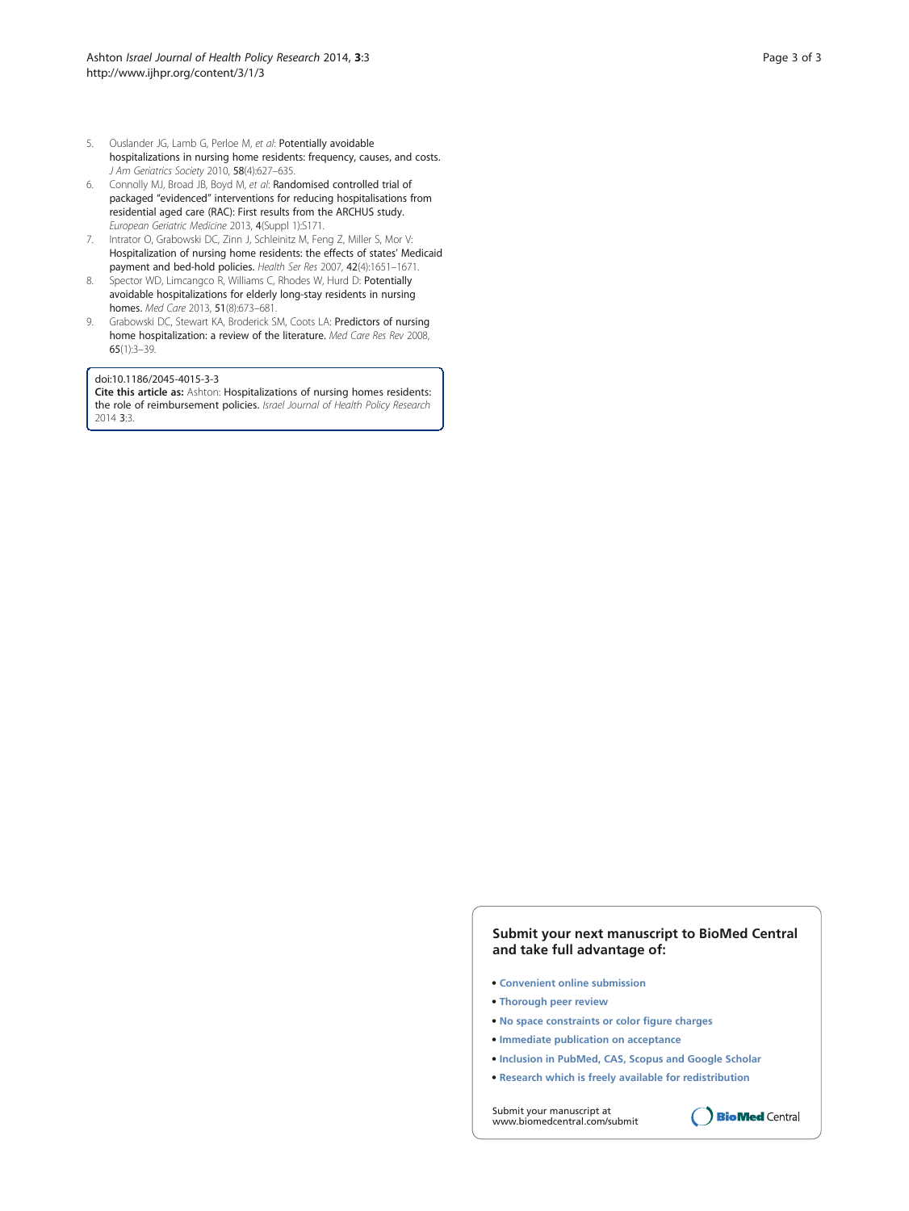5. Ouslander JG, Lamb G, Perloe M, *et al*: **Potentially avoidable hospitalizations in nursing home residents: frequency, causes, and costs.** *J Am Geriatrics Society* 2010, **58**(4):627–635.
6. Connolly MJ, Broad JB, Boyd M, *et al*: **Randomised controlled trial of packaged "evidenced" interventions for reducing hospitalisations from residential aged care (RAC): First results from the ARCHUS study.** *European Geriatric Medicine* 2013, **4**(Suppl 1):S171.
7. Intrator O, Grabowski DC, Zinn J, Schleinitz M, Feng Z, Miller S, Mor V: **Hospitalization of nursing home residents: the effects of states' Medicaid payment and bed-hold policies.** *Health Ser Res* 2007, **42**(4):1651–1671.
8. Spector WD, Limcangco R, Williams C, Rhodes W, Hurd D: **Potentially avoidable hospitalizations for elderly long-stay residents in nursing homes.** *Med Care* 2013, **51**(8):673–681.
9. Grabowski DC, Stewart KA, Broderick SM, Coots LA: **Predictors of nursing home hospitalization: a review of the literature.** *Med Care Res Rev* 2008, **65**(1):3–39.

doi:10.1186/2045-4015-3-3
**Cite this article as:** Ashton: **Hospitalizations of nursing homes residents: the role of reimbursement policies.** *Israel Journal of Health Policy Research* 2014 **3**:3.

**Submit your next manuscript to BioMed Central and take full advantage of:**

- **Convenient online submission**
- **Thorough peer review**
- **No space constraints or color figure charges**
- **Immediate publication on acceptance**
- **Inclusion in PubMed, CAS, Scopus and Google Scholar**
- **Research which is freely available for redistribution**

Submit your manuscript at
www.biomedcentral.com/submit

BioMed Central